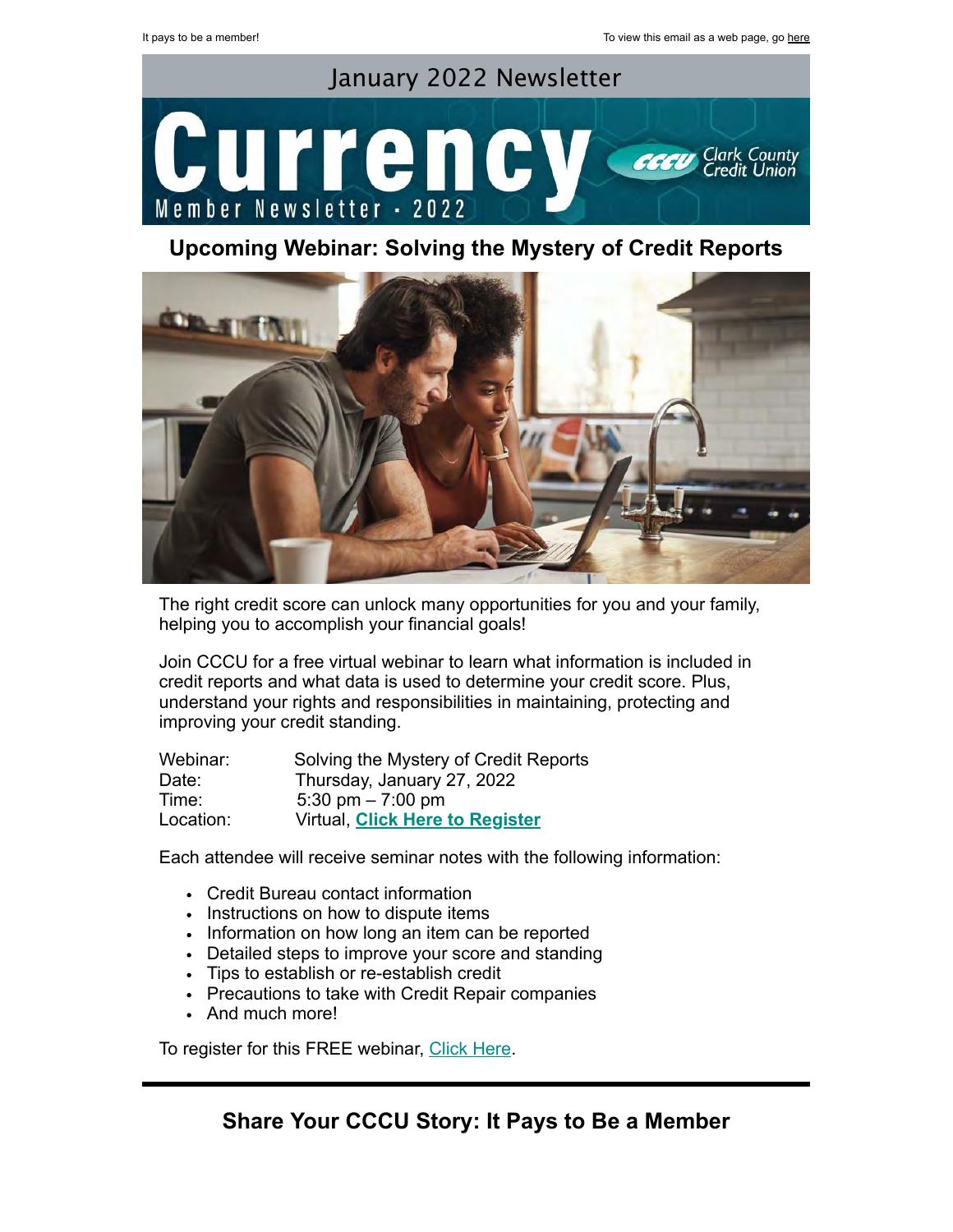It pays to be a member!

To view this email as a web page, go here

January 2022 Newsletter

# Currency

Member Newsletter · 2022

Clark County Credit Union

## Upcoming Webinar: Solving the Mystery of Credit Reports

The right credit score can unlock many opportunities for you and your family, helping you to accomplish your financial goals!

Join CCCU for a free virtual webinar to learn what information is included in credit reports and what data is used to determine your credit score. Plus, understand your rights and responsibilities in maintaining, protecting and improving your credit standing.

| | |
|---|---|
| Webinar: | Solving the Mystery of Credit Reports |
| Date: | Thursday, January 27, 2022 |
| Time: | 5:30 pm – 7:00 pm |
| Location: | Virtual, **Click Here to Register** |

Each attendee will receive seminar notes with the following information:

- Credit Bureau contact information
- Instructions on how to dispute items
- Information on how long an item can be reported
- Detailed steps to improve your score and standing
- Tips to establish or re-establish credit
- Precautions to take with Credit Repair companies
- And much more!

To register for this FREE webinar, Click Here.

## Share Your CCCU Story: It Pays to Be a Member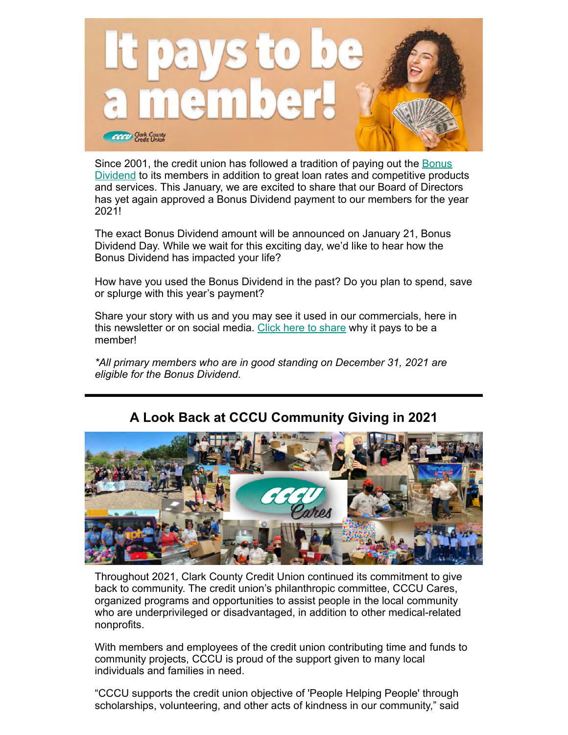Since 2001, the credit union has followed a tradition of paying out the Bonus Dividend to its members in addition to great loan rates and competitive products and services. This January, we are excited to share that our Board of Directors has yet again approved a Bonus Dividend payment to our members for the year 2021!

The exact Bonus Dividend amount will be announced on January 21, Bonus Dividend Day. While we wait for this exciting day, we'd like to hear how the Bonus Dividend has impacted your life?

How have you used the Bonus Dividend in the past? Do you plan to spend, save or splurge with this year's payment?

Share your story with us and you may see it used in our commercials, here in this newsletter or on social media. Click here to share why it pays to be a member!

*\*All primary members who are in good standing on December 31, 2021 are eligible for the Bonus Dividend.*

---

## A Look Back at CCCU Community Giving in 2021

Throughout 2021, Clark County Credit Union continued its commitment to give back to community. The credit union's philanthropic committee, CCCU Cares, organized programs and opportunities to assist people in the local community who are underprivileged or disadvantaged, in addition to other medical-related nonprofits.

With members and employees of the credit union contributing time and funds to community projects, CCCU is proud of the support given to many local individuals and families in need.

"CCCU supports the credit union objective of 'People Helping People' through scholarships, volunteering, and other acts of kindness in our community," said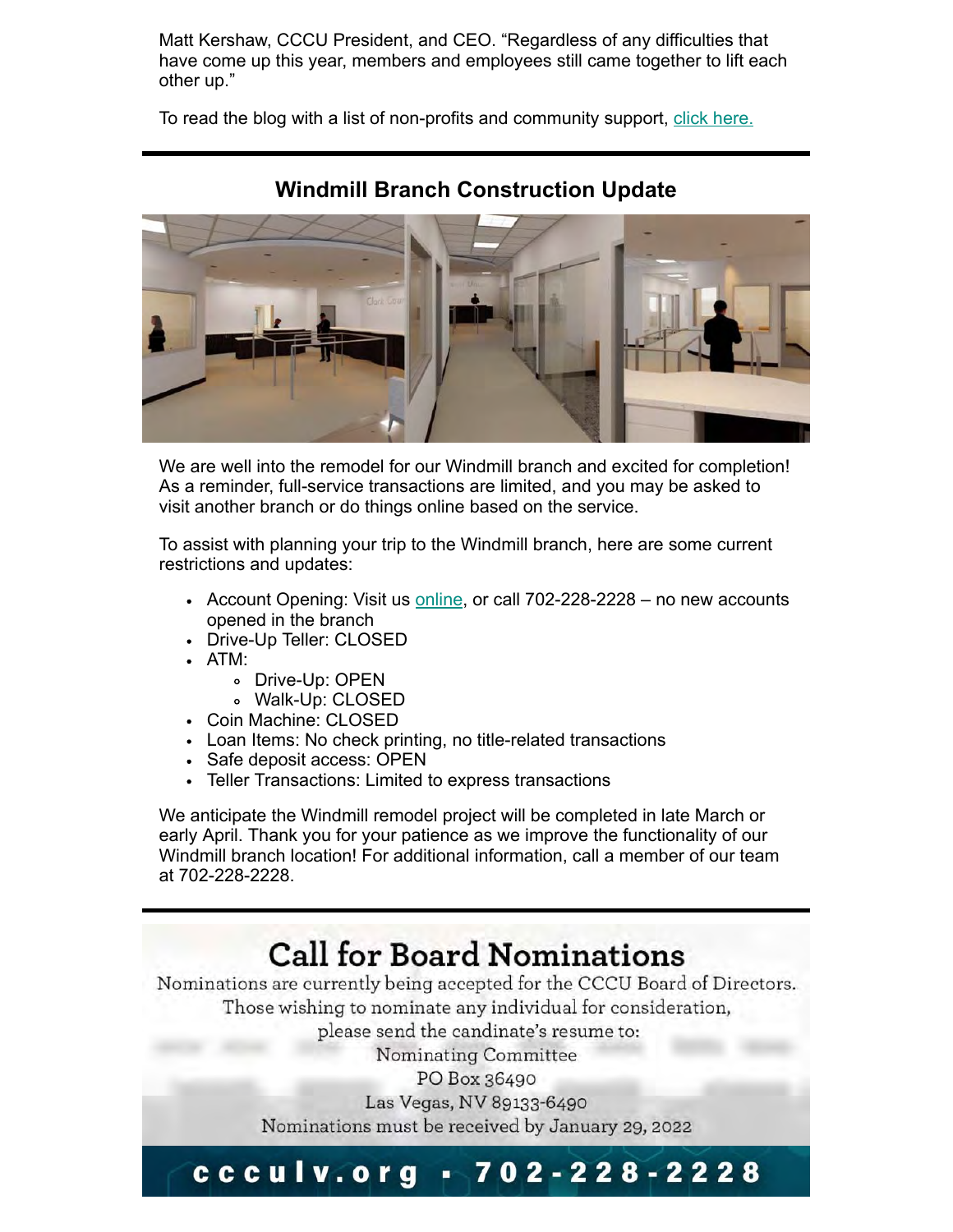Matt Kershaw, CCCU President, and CEO. "Regardless of any difficulties that have come up this year, members and employees still came together to lift each other up."

To read the blog with a list of non-profits and community support, click here.

## Windmill Branch Construction Update

We are well into the remodel for our Windmill branch and excited for completion! As a reminder, full-service transactions are limited, and you may be asked to visit another branch or do things online based on the service.

To assist with planning your trip to the Windmill branch, here are some current restrictions and updates:

- Account Opening: Visit us online, or call 702-228-2228 – no new accounts opened in the branch
- Drive-Up Teller: CLOSED
- ATM:
  - Drive-Up: OPEN
  - Walk-Up: CLOSED
- Coin Machine: CLOSED
- Loan Items: No check printing, no title-related transactions
- Safe deposit access: OPEN
- Teller Transactions: Limited to express transactions

We anticipate the Windmill remodel project will be completed in late March or early April. Thank you for your patience as we improve the functionality of our Windmill branch location! For additional information, call a member of our team at 702-228-2228.

## Call for Board Nominations

Nominations are currently being accepted for the CCCU Board of Directors. Those wishing to nominate any individual for consideration, please send the candinate's resume to:

Nominating Committee
PO Box 36490
Las Vegas, NV 89133-6490

Nominations must be received by January 29, 2022

cccులv.org • 702-228-2228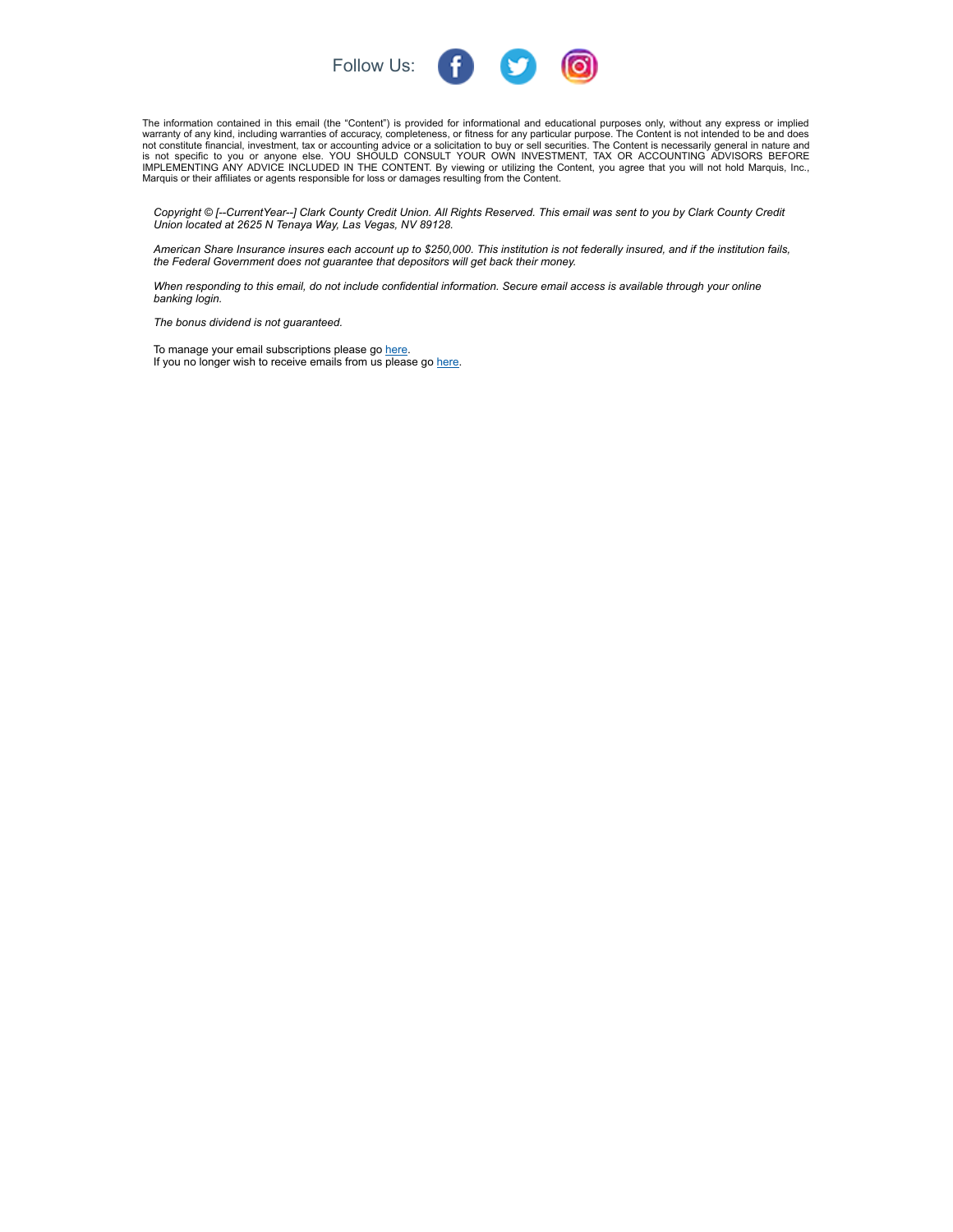Follow Us:

The information contained in this email (the "Content") is provided for informational and educational purposes only, without any express or implied warranty of any kind, including warranties of accuracy, completeness, or fitness for any particular purpose. The Content is not intended to be and does not constitute financial, investment, tax or accounting advice or a solicitation to buy or sell securities. The Content is necessarily general in nature and is not specific to you or anyone else. YOU SHOULD CONSULT YOUR OWN INVESTMENT, TAX OR ACCOUNTING ADVISORS BEFORE IMPLEMENTING ANY ADVICE INCLUDED IN THE CONTENT. By viewing or utilizing the Content, you agree that you will not hold Marquis, Inc., Marquis or their affiliates or agents responsible for loss or damages resulting from the Content.

*Copyright © [--CurrentYear--] Clark County Credit Union. All Rights Reserved. This email was sent to you by Clark County Credit Union located at 2625 N Tenaya Way, Las Vegas, NV 89128.*

*American Share Insurance insures each account up to $250,000. This institution is not federally insured, and if the institution fails, the Federal Government does not guarantee that depositors will get back their money.*

*When responding to this email, do not include confidential information. Secure email access is available through your online banking login.*

*The bonus dividend is not guaranteed.*

To manage your email subscriptions please go here.
If you no longer wish to receive emails from us please go here.